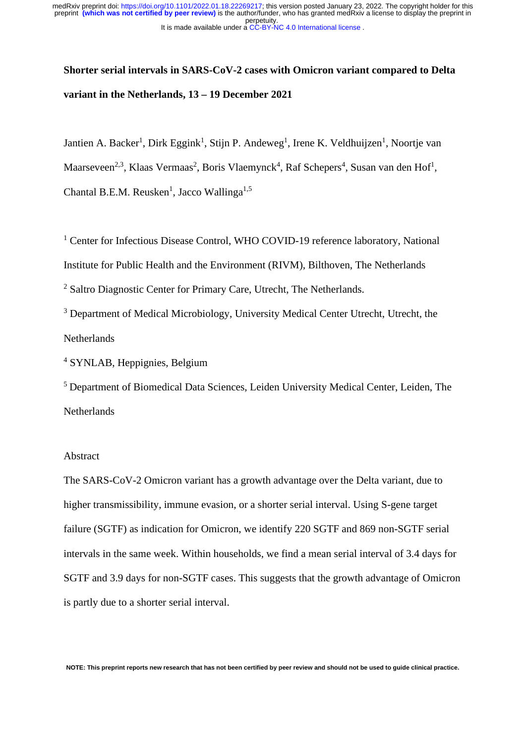# Shorter serial intervals in SARS-CoV-2 cases with Omicron variant compared to Delta variant in the Netherlands, 13 – 19 December 2021

Jantien A. Backer[1], Dirk Eggink[1], Stijn P. Andeweg[1], Irene K. Veldhuijzen[1], Noortje van Maarseveen[2,3], Klaas Vermaas[2], Boris Vlaemynck[4], Raf Schepers[4], Susan van den Hof[1], Chantal B.E.M. Reusken[1], Jacco Wallinga[1,5]

[1] Center for Infectious Disease Control, WHO COVID-19 reference laboratory, National Institute for Public Health and the Environment (RIVM), Bilthoven, The Netherlands

[2] Saltro Diagnostic Center for Primary Care, Utrecht, The Netherlands.

[3] Department of Medical Microbiology, University Medical Center Utrecht, Utrecht, the Netherlands

[4] SYNLAB, Heppignies, Belgium

[5] Department of Biomedical Data Sciences, Leiden University Medical Center, Leiden, The Netherlands

## Abstract

The SARS-CoV-2 Omicron variant has a growth advantage over the Delta variant, due to higher transmissibility, immune evasion, or a shorter serial interval. Using S-gene target failure (SGTF) as indication for Omicron, we identify 220 SGTF and 869 non-SGTF serial intervals in the same week. Within households, we find a mean serial interval of 3.4 days for SGTF and 3.9 days for non-SGTF cases. This suggests that the growth advantage of Omicron is partly due to a shorter serial interval.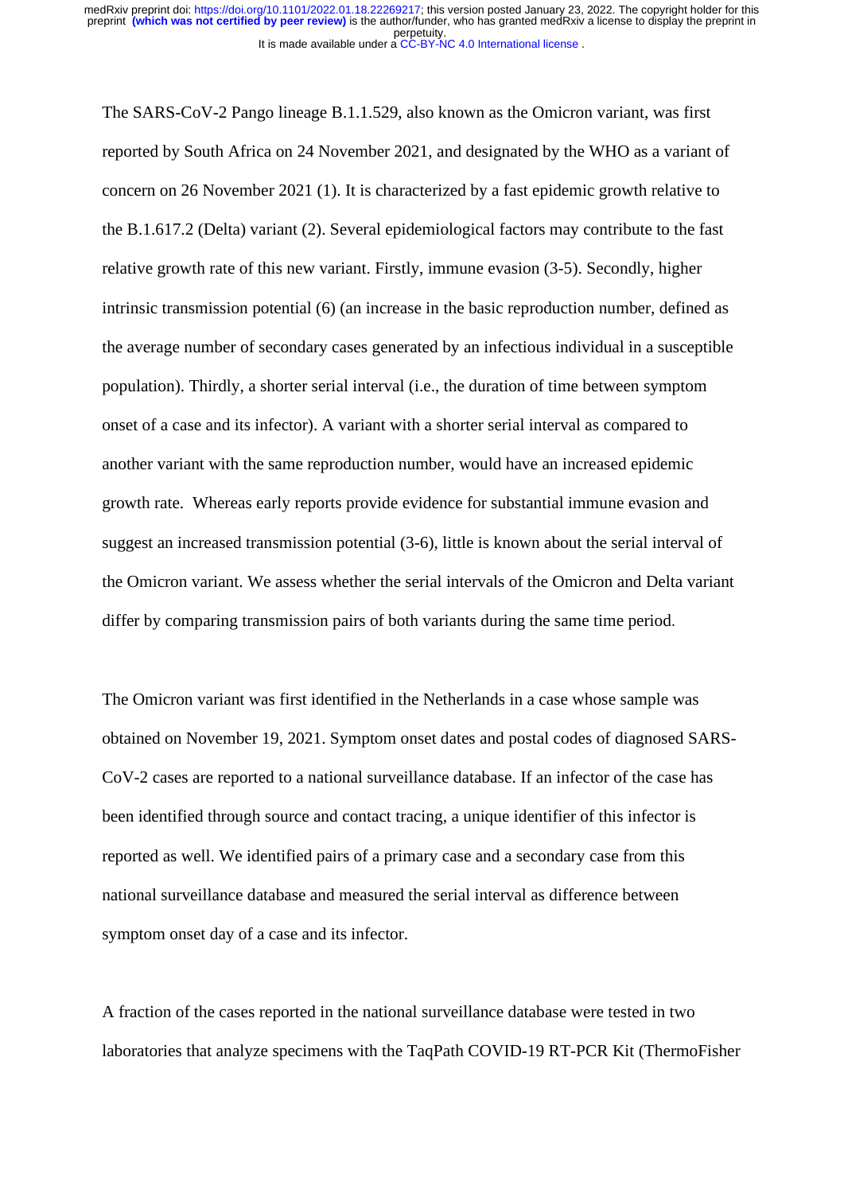The SARS-CoV-2 Pango lineage B.1.1.529, also known as the Omicron variant, was first reported by South Africa on 24 November 2021, and designated by the WHO as a variant of concern on 26 November 2021 (1). It is characterized by a fast epidemic growth relative to the B.1.617.2 (Delta) variant (2). Several epidemiological factors may contribute to the fast relative growth rate of this new variant. Firstly, immune evasion (3-5). Secondly, higher intrinsic transmission potential (6) (an increase in the basic reproduction number, defined as the average number of secondary cases generated by an infectious individual in a susceptible population). Thirdly, a shorter serial interval (i.e., the duration of time between symptom onset of a case and its infector). A variant with a shorter serial interval as compared to another variant with the same reproduction number, would have an increased epidemic growth rate. Whereas early reports provide evidence for substantial immune evasion and suggest an increased transmission potential (3-6), little is known about the serial interval of the Omicron variant. We assess whether the serial intervals of the Omicron and Delta variant differ by comparing transmission pairs of both variants during the same time period.

The Omicron variant was first identified in the Netherlands in a case whose sample was obtained on November 19, 2021. Symptom onset dates and postal codes of diagnosed SARS-CoV-2 cases are reported to a national surveillance database. If an infector of the case has been identified through source and contact tracing, a unique identifier of this infector is reported as well. We identified pairs of a primary case and a secondary case from this national surveillance database and measured the serial interval as difference between symptom onset day of a case and its infector.

A fraction of the cases reported in the national surveillance database were tested in two laboratories that analyze specimens with the TaqPath COVID-19 RT-PCR Kit (ThermoFisher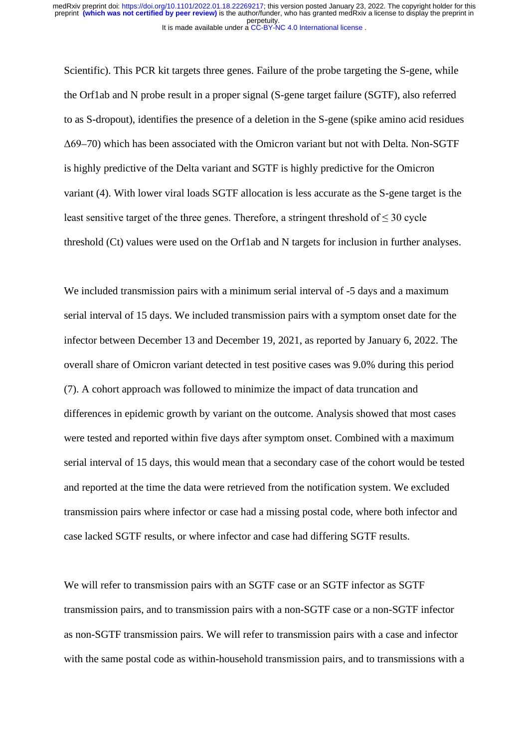Scientific). This PCR kit targets three genes. Failure of the probe targeting the S-gene, while the Orf1ab and N probe result in a proper signal (S-gene target failure (SGTF), also referred to as S-dropout), identifies the presence of a deletion in the S-gene (spike amino acid residues Δ69–70) which has been associated with the Omicron variant but not with Delta. Non-SGTF is highly predictive of the Delta variant and SGTF is highly predictive for the Omicron variant (4). With lower viral loads SGTF allocation is less accurate as the S-gene target is the least sensitive target of the three genes. Therefore, a stringent threshold of $\leq$ 30 cycle threshold (Ct) values were used on the Orf1ab and N targets for inclusion in further analyses.

We included transmission pairs with a minimum serial interval of -5 days and a maximum serial interval of 15 days. We included transmission pairs with a symptom onset date for the infector between December 13 and December 19, 2021, as reported by January 6, 2022. The overall share of Omicron variant detected in test positive cases was 9.0% during this period (7). A cohort approach was followed to minimize the impact of data truncation and differences in epidemic growth by variant on the outcome. Analysis showed that most cases were tested and reported within five days after symptom onset. Combined with a maximum serial interval of 15 days, this would mean that a secondary case of the cohort would be tested and reported at the time the data were retrieved from the notification system. We excluded transmission pairs where infector or case had a missing postal code, where both infector and case lacked SGTF results, or where infector and case had differing SGTF results.

We will refer to transmission pairs with an SGTF case or an SGTF infector as SGTF transmission pairs, and to transmission pairs with a non-SGTF case or a non-SGTF infector as non-SGTF transmission pairs. We will refer to transmission pairs with a case and infector with the same postal code as within-household transmission pairs, and to transmissions with a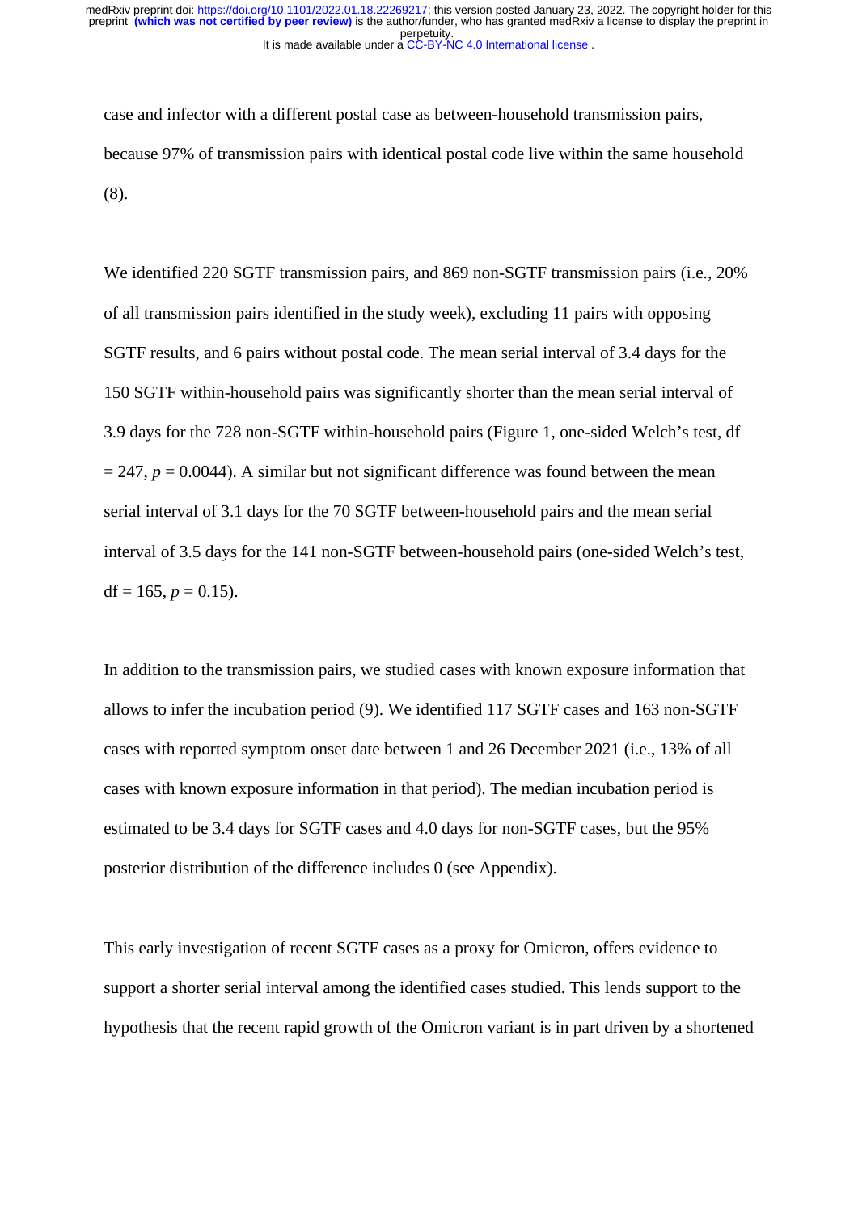case and infector with a different postal case as between-household transmission pairs, because 97% of transmission pairs with identical postal code live within the same household (8).

We identified 220 SGTF transmission pairs, and 869 non-SGTF transmission pairs (i.e., 20% of all transmission pairs identified in the study week), excluding 11 pairs with opposing SGTF results, and 6 pairs without postal code. The mean serial interval of 3.4 days for the 150 SGTF within-household pairs was significantly shorter than the mean serial interval of 3.9 days for the 728 non-SGTF within-household pairs (Figure 1, one-sided Welch's test, df = 247, $p = 0.0044$). A similar but not significant difference was found between the mean serial interval of 3.1 days for the 70 SGTF between-household pairs and the mean serial interval of 3.5 days for the 141 non-SGTF between-household pairs (one-sided Welch's test, df = 165, $p = 0.15$).

In addition to the transmission pairs, we studied cases with known exposure information that allows to infer the incubation period (9). We identified 117 SGTF cases and 163 non-SGTF cases with reported symptom onset date between 1 and 26 December 2021 (i.e., 13% of all cases with known exposure information in that period). The median incubation period is estimated to be 3.4 days for SGTF cases and 4.0 days for non-SGTF cases, but the 95% posterior distribution of the difference includes 0 (see Appendix).

This early investigation of recent SGTF cases as a proxy for Omicron, offers evidence to support a shorter serial interval among the identified cases studied. This lends support to the hypothesis that the recent rapid growth of the Omicron variant is in part driven by a shortened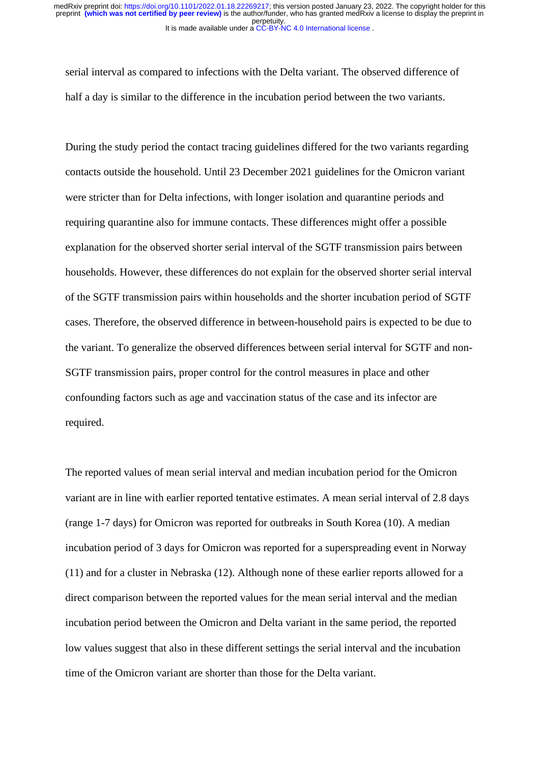serial interval as compared to infections with the Delta variant. The observed difference of half a day is similar to the difference in the incubation period between the two variants.

During the study period the contact tracing guidelines differed for the two variants regarding contacts outside the household. Until 23 December 2021 guidelines for the Omicron variant were stricter than for Delta infections, with longer isolation and quarantine periods and requiring quarantine also for immune contacts. These differences might offer a possible explanation for the observed shorter serial interval of the SGTF transmission pairs between households. However, these differences do not explain for the observed shorter serial interval of the SGTF transmission pairs within households and the shorter incubation period of SGTF cases. Therefore, the observed difference in between-household pairs is expected to be due to the variant. To generalize the observed differences between serial interval for SGTF and non-SGTF transmission pairs, proper control for the control measures in place and other confounding factors such as age and vaccination status of the case and its infector are required.

The reported values of mean serial interval and median incubation period for the Omicron variant are in line with earlier reported tentative estimates. A mean serial interval of 2.8 days (range 1-7 days) for Omicron was reported for outbreaks in South Korea (10). A median incubation period of 3 days for Omicron was reported for a superspreading event in Norway (11) and for a cluster in Nebraska (12). Although none of these earlier reports allowed for a direct comparison between the reported values for the mean serial interval and the median incubation period between the Omicron and Delta variant in the same period, the reported low values suggest that also in these different settings the serial interval and the incubation time of the Omicron variant are shorter than those for the Delta variant.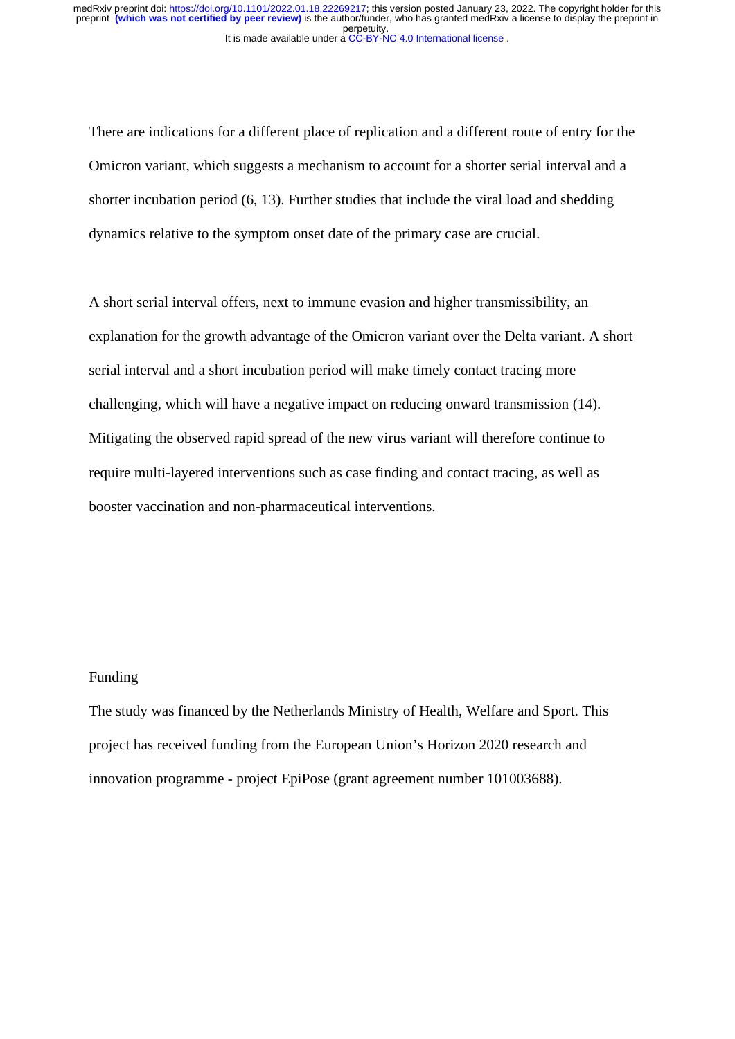There are indications for a different place of replication and a different route of entry for the Omicron variant, which suggests a mechanism to account for a shorter serial interval and a shorter incubation period (6, 13). Further studies that include the viral load and shedding dynamics relative to the symptom onset date of the primary case are crucial.

A short serial interval offers, next to immune evasion and higher transmissibility, an explanation for the growth advantage of the Omicron variant over the Delta variant. A short serial interval and a short incubation period will make timely contact tracing more challenging, which will have a negative impact on reducing onward transmission (14). Mitigating the observed rapid spread of the new virus variant will therefore continue to require multi-layered interventions such as case finding and contact tracing, as well as booster vaccination and non-pharmaceutical interventions.

## Funding

The study was financed by the Netherlands Ministry of Health, Welfare and Sport. This project has received funding from the European Union's Horizon 2020 research and innovation programme - project EpiPose (grant agreement number 101003688).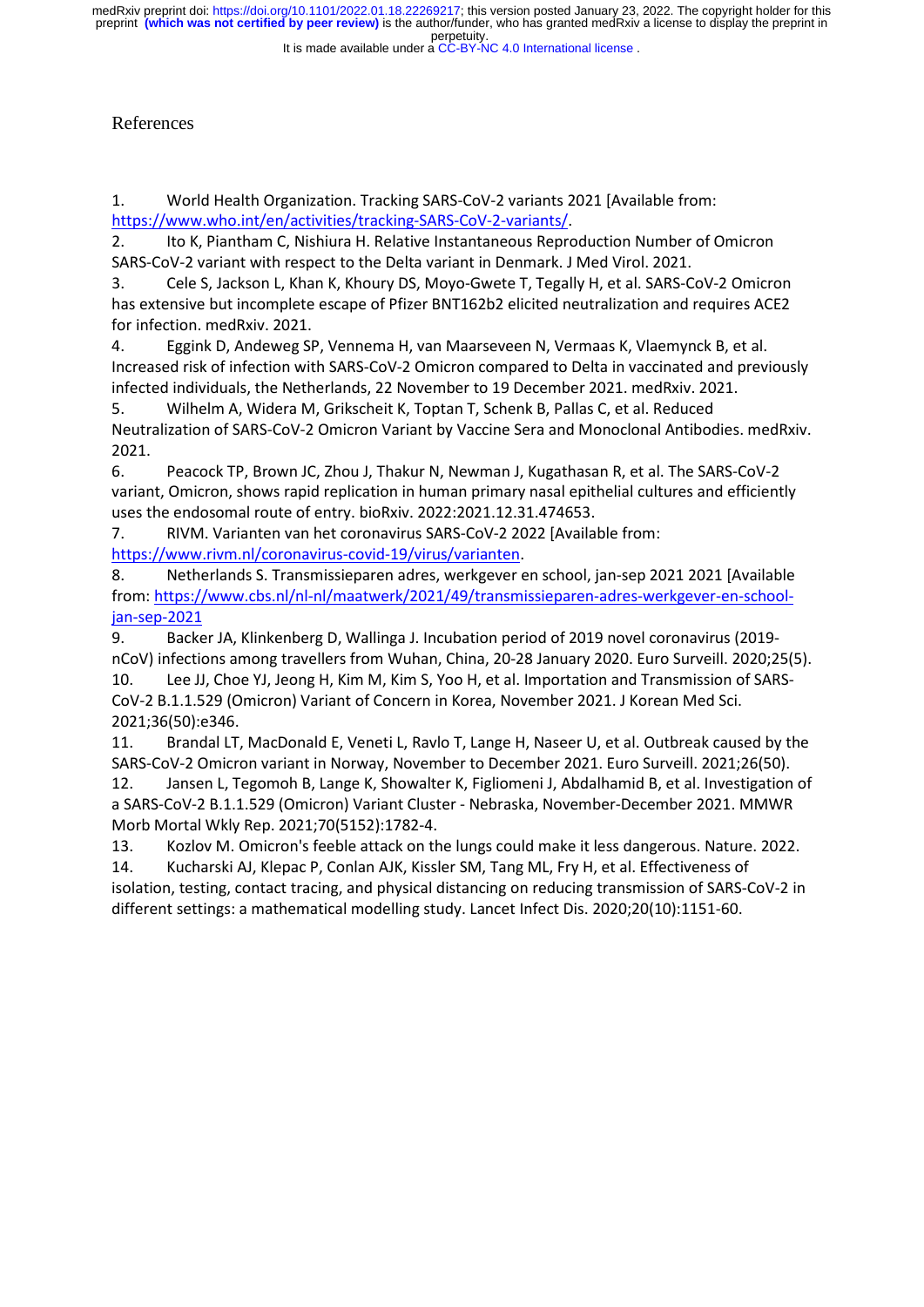References

1. World Health Organization. Tracking SARS-CoV-2 variants 2021 [Available from: https://www.who.int/en/activities/tracking-SARS-CoV-2-variants/.
2. Ito K, Piantham C, Nishiura H. Relative Instantaneous Reproduction Number of Omicron SARS-CoV-2 variant with respect to the Delta variant in Denmark. J Med Virol. 2021.
3. Cele S, Jackson L, Khan K, Khoury DS, Moyo-Gwete T, Tegally H, et al. SARS-CoV-2 Omicron has extensive but incomplete escape of Pfizer BNT162b2 elicited neutralization and requires ACE2 for infection. medRxiv. 2021.
4. Eggink D, Andeweg SP, Vennema H, van Maarseveen N, Vermaas K, Vlaemynck B, et al. Increased risk of infection with SARS-CoV-2 Omicron compared to Delta in vaccinated and previously infected individuals, the Netherlands, 22 November to 19 December 2021. medRxiv. 2021.
5. Wilhelm A, Widera M, Grikscheit K, Toptan T, Schenk B, Pallas C, et al. Reduced Neutralization of SARS-CoV-2 Omicron Variant by Vaccine Sera and Monoclonal Antibodies. medRxiv. 2021.
6. Peacock TP, Brown JC, Zhou J, Thakur N, Newman J, Kugathasan R, et al. The SARS-CoV-2 variant, Omicron, shows rapid replication in human primary nasal epithelial cultures and efficiently uses the endosomal route of entry. bioRxiv. 2022:2021.12.31.474653.
7. RIVM. Varianten van het coronavirus SARS-CoV-2 2022 [Available from: https://www.rivm.nl/coronavirus-covid-19/virus/varianten.
8. Netherlands S. Transmissieparen adres, werkgever en school, jan-sep 2021 2021 [Available from: https://www.cbs.nl/nl-nl/maatwerk/2021/49/transmissieparen-adres-werkgever-en-school-jan-sep-2021
9. Backer JA, Klinkenberg D, Wallinga J. Incubation period of 2019 novel coronavirus (2019-nCoV) infections among travellers from Wuhan, China, 20-28 January 2020. Euro Surveill. 2020;25(5).
10. Lee JJ, Choe YJ, Jeong H, Kim M, Kim S, Yoo H, et al. Importation and Transmission of SARS-CoV-2 B.1.1.529 (Omicron) Variant of Concern in Korea, November 2021. J Korean Med Sci. 2021;36(50):e346.
11. Brandal LT, MacDonald E, Veneti L, Ravlo T, Lange H, Naseer U, et al. Outbreak caused by the SARS-CoV-2 Omicron variant in Norway, November to December 2021. Euro Surveill. 2021;26(50).
12. Jansen L, Tegomoh B, Lange K, Showalter K, Figliomeni J, Abdalhamid B, et al. Investigation of a SARS-CoV-2 B.1.1.529 (Omicron) Variant Cluster - Nebraska, November-December 2021. MMWR Morb Mortal Wkly Rep. 2021;70(5152):1782-4.
13. Kozlov M. Omicron's feeble attack on the lungs could make it less dangerous. Nature. 2022.
14. Kucharski AJ, Klepac P, Conlan AJK, Kissler SM, Tang ML, Fry H, et al. Effectiveness of isolation, testing, contact tracing, and physical distancing on reducing transmission of SARS-CoV-2 in different settings: a mathematical modelling study. Lancet Infect Dis. 2020;20(10):1151-60.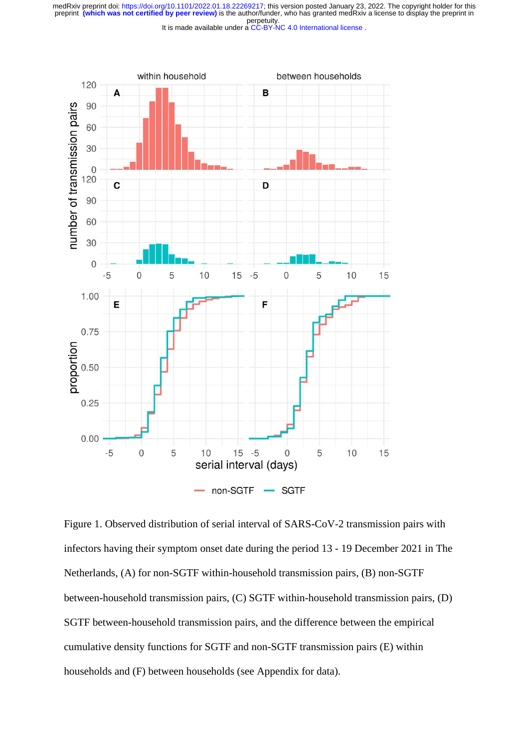Figure 1. Observed distribution of serial interval of SARS-CoV-2 transmission pairs with infectors having their symptom onset date during the period 13 - 19 December 2021 in The Netherlands, (A) for non-SGTF within-household transmission pairs, (B) non-SGTF between-household transmission pairs, (C) SGTF within-household transmission pairs, (D) SGTF between-household transmission pairs, and the difference between the empirical cumulative density functions for SGTF and non-SGTF transmission pairs (E) within households and (F) between households (see Appendix for data).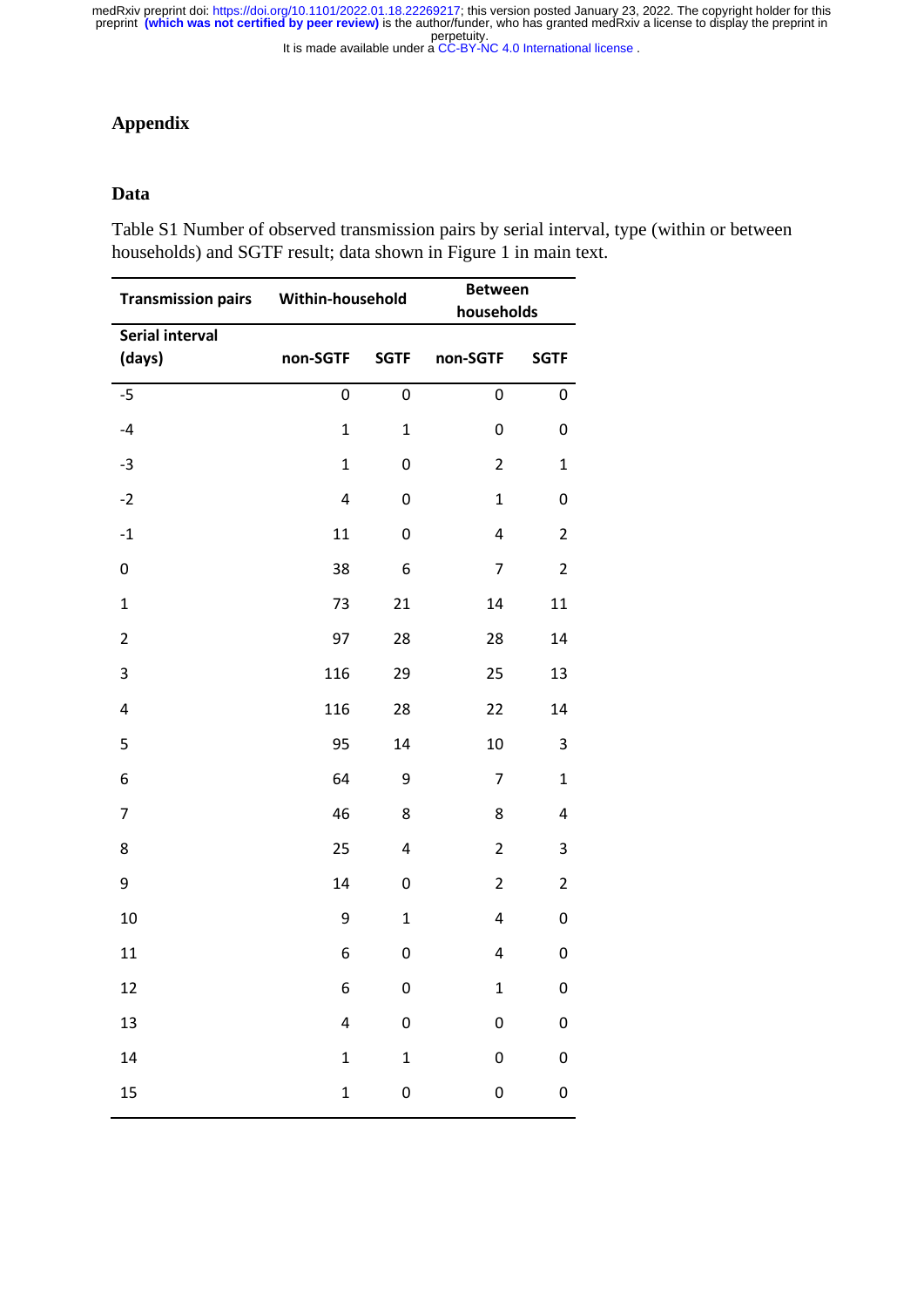## Appendix

### Data

Table S1 Number of observed transmission pairs by serial interval, type (within or between households) and SGTF result; data shown in Figure 1 in main text.

| Transmission pairs | Within-household | | Between households | |
|---|---|---|---|---|
| Serial interval (days) | non-SGTF | SGTF | non-SGTF | SGTF |
| -5 | 0 | 0 | 0 | 0 |
| -4 | 1 | 1 | 0 | 0 |
| -3 | 1 | 0 | 2 | 1 |
| -2 | 4 | 0 | 1 | 0 |
| -1 | 11 | 0 | 4 | 2 |
| 0 | 38 | 6 | 7 | 2 |
| 1 | 73 | 21 | 14 | 11 |
| 2 | 97 | 28 | 28 | 14 |
| 3 | 116 | 29 | 25 | 13 |
| 4 | 116 | 28 | 22 | 14 |
| 5 | 95 | 14 | 10 | 3 |
| 6 | 64 | 9 | 7 | 1 |
| 7 | 46 | 8 | 8 | 4 |
| 8 | 25 | 4 | 2 | 3 |
| 9 | 14 | 0 | 2 | 2 |
| 10 | 9 | 1 | 4 | 0 |
| 11 | 6 | 0 | 4 | 0 |
| 12 | 6 | 0 | 1 | 0 |
| 13 | 4 | 0 | 0 | 0 |
| 14 | 1 | 1 | 0 | 0 |
| 15 | 1 | 0 | 0 | 0 |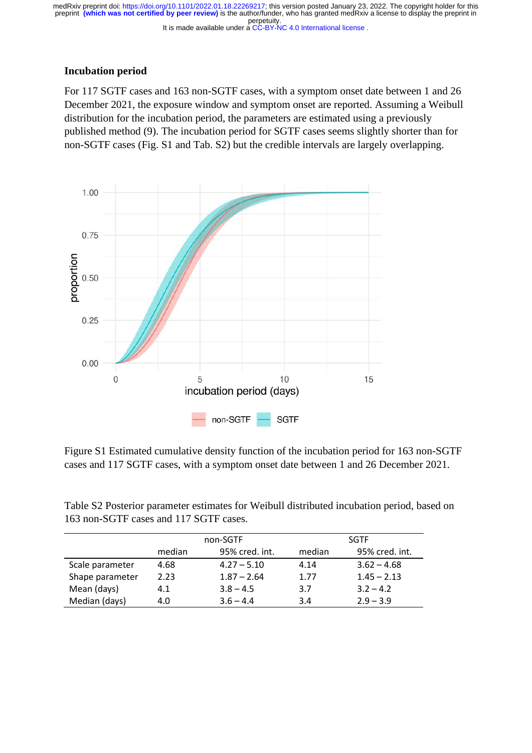### Incubation period

For 117 SGTF cases and 163 non-SGTF cases, with a symptom onset date between 1 and 26 December 2021, the exposure window and symptom onset are reported. Assuming a Weibull distribution for the incubation period, the parameters are estimated using a previously published method (9). The incubation period for SGTF cases seems slightly shorter than for non-SGTF cases (Fig. S1 and Tab. S2) but the credible intervals are largely overlapping.

1.00
0.75
0.50
0.25
0.00
proportion
0
5
10
15
incubation period (days)
non-SGTF
SGTF

Figure S1 Estimated cumulative density function of the incubation period for 163 non-SGTF cases and 117 SGTF cases, with a symptom onset date between 1 and 26 December 2021.

Table S2 Posterior parameter estimates for Weibull distributed incubation period, based on 163 non-SGTF cases and 117 SGTF cases.

| | non-SGTF | | SGTF | |
|---|---|---|---|---|
| | median | 95% cred. int. | median | 95% cred. int. |
| Scale parameter | 4.68 | 4.27 – 5.10 | 4.14 | 3.62 – 4.68 |
| Shape parameter | 2.23 | 1.87 – 2.64 | 1.77 | 1.45 – 2.13 |
| Mean (days) | 4.1 | 3.8 – 4.5 | 3.7 | 3.2 – 4.2 |
| Median (days) | 4.0 | 3.6 – 4.4 | 3.4 | 2.9 – 3.9 |